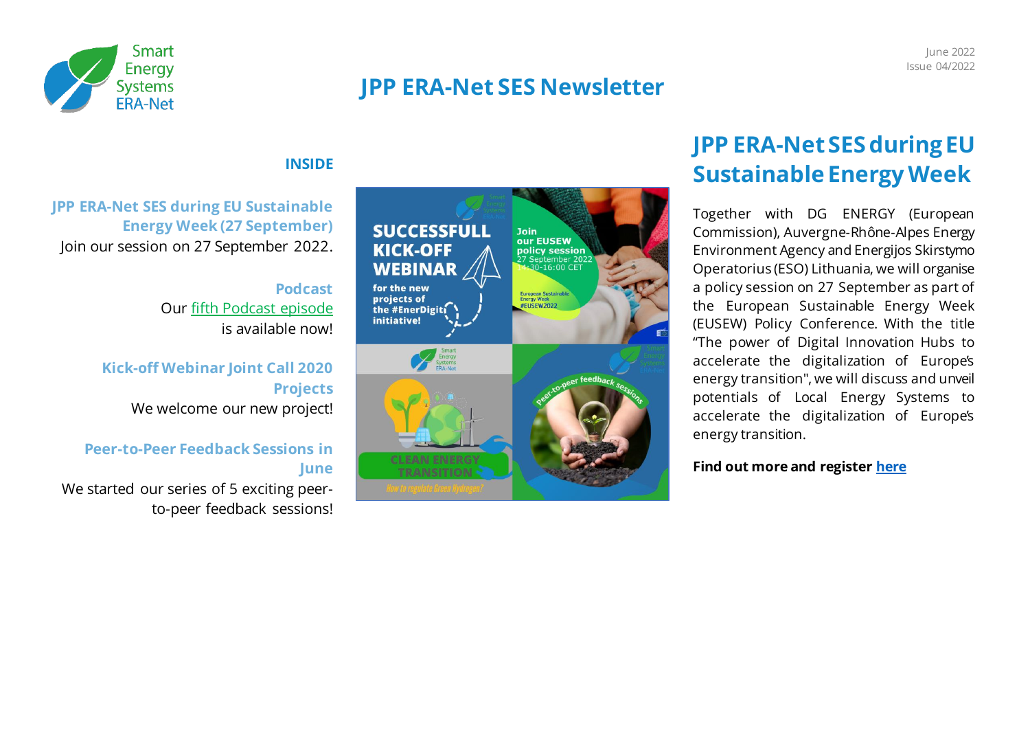June 2022
Issue 04/2022

# JPP ERA-Net SES Newsletter

**INSIDE**

**JPP ERA-Net SES during EU Sustainable Energy Week (27 September)**
Join our session on 27 September 2022.

**Podcast**
Our fifth Podcast episode is available now!

**Kick-off Webinar Joint Call 2020 Projects**
We welcome our new project!

**Peer-to-Peer Feedback Sessions in June**
We started our series of 5 exciting peer-to-peer feedback sessions!

## JPP ERA-Net SES during EU Sustainable Energy Week

Together with DG ENERGY (European Commission), Auvergne-Rhône-Alpes Energy Environment Agency and Energijos Skirstymo Operatorius (ESO) Lithuania, we will organise a policy session on 27 September as part of the European Sustainable Energy Week (EUSEW) Policy Conference. With the title "The power of Digital Innovation Hubs to accelerate the digitalization of Europe's energy transition", we will discuss and unveil potentials of Local Energy Systems to accelerate the digitalization of Europe's energy transition.

**Find out more and register here**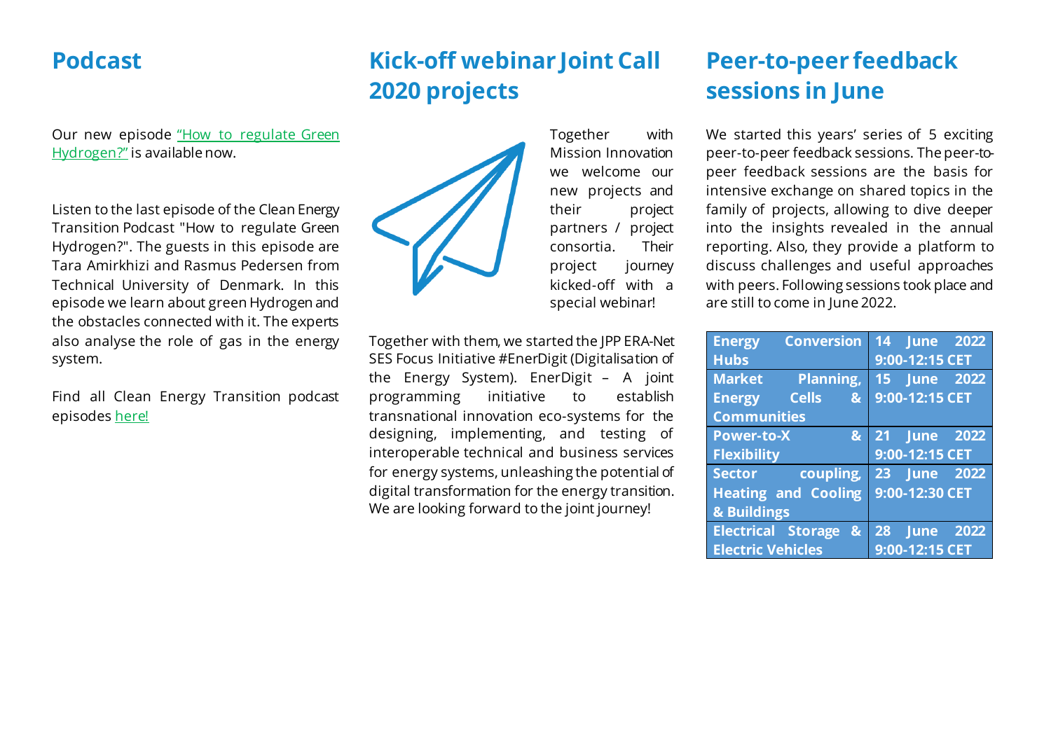## Podcast

Our new episode "How to regulate Green Hydrogen?" is available now.

Listen to the last episode of the Clean Energy Transition Podcast "How to regulate Green Hydrogen?". The guests in this episode are Tara Amirkhizi and Rasmus Pedersen from Technical University of Denmark. In this episode we learn about green Hydrogen and the obstacles connected with it. The experts also analyse the role of gas in the energy system.

Find all Clean Energy Transition podcast episodes here!

## Kick-off webinar Joint Call 2020 projects

Together with Mission Innovation we welcome our new projects and their project partners / project consortia. Their project journey kicked-off with a special webinar!

Together with them, we started the JPP ERA-Net SES Focus Initiative #EnerDigit (Digitalisation of the Energy System). EnerDigit – A joint programming initiative to establish transnational innovation eco-systems for the designing, implementing, and testing of interoperable technical and business services for energy systems, unleashing the potential of digital transformation for the energy transition. We are looking forward to the joint journey!

## Peer-to-peer feedback sessions in June

We started this years' series of 5 exciting peer-to-peer feedback sessions. The peer-to-peer feedback sessions are the basis for intensive exchange on shared topics in the family of projects, allowing to dive deeper into the insights revealed in the annual reporting. Also, they provide a platform to discuss challenges and useful approaches with peers. Following sessions took place and are still to come in June 2022.

| | |
|---|---|
| **Energy Conversion Hubs** | **14 June 2022 9:00-12:15 CET** |
| **Market Planning, Energy Cells & Communities** | **15 June 2022 9:00-12:15 CET** |
| **Power-to-X & Flexibility** | **21 June 2022 9:00-12:15 CET** |
| **Sector coupling, Heating and Cooling & Buildings** | **23 June 2022 9:00-12:30 CET** |
| **Electrical Storage & Electric Vehicles** | **28 June 2022 9:00-12:15 CET** |